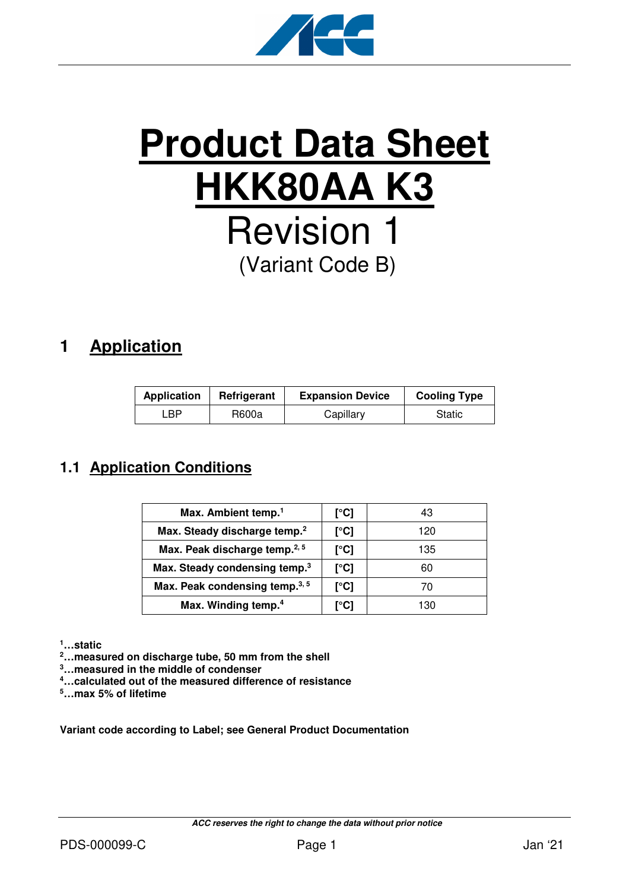# Product Data Sheet
# HKK80AA K3

Revision 1

(Variant Code B)

## 1 Application

| Application | Refrigerant | Expansion Device | Cooling Type |
|---|---|---|---|
| LBP | R600a | Capillary | Static |

### 1.1 Application Conditions

| | | |
|---|---|---|
| **Max. Ambient temp.[1]** | **[°C]** | 43 |
| **Max. Steady discharge temp.[2]** | **[°C]** | 120 |
| **Max. Peak discharge temp.[2, 5]** | **[°C]** | 135 |
| **Max. Steady condensing temp.[3]** | **[°C]** | 60 |
| **Max. Peak condensing temp.[3, 5]** | **[°C]** | 70 |
| **Max. Winding temp.[4]** | **[°C]** | 130 |

**[1]…static**
**[2]…measured on discharge tube, 50 mm from the shell**
**[3]…measured in the middle of condenser**
**[4]…calculated out of the measured difference of resistance**
**[5]…max 5% of lifetime**

**Variant code according to Label; see General Product Documentation**

***ACC reserves the right to change the data without prior notice***

PDS-000099-C Jan '21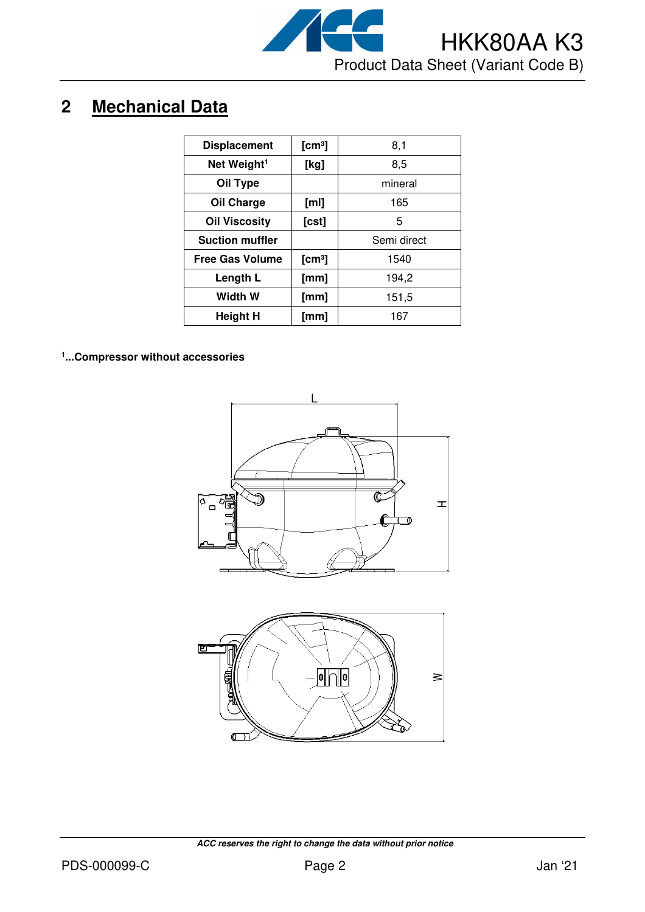## 2 Mechanical Data

| Displacement | [cm³] | 8,1 |
|---|---|---|
| Net Weight[1] | [kg] | 8,5 |
| Oil Type | | mineral |
| Oil Charge | [ml] | 165 |
| Oil Viscosity | [cst] | 5 |
| Suction muffler | | Semi direct |
| Free Gas Volume | [cm³] | 1540 |
| Length L | [mm] | 194,2 |
| Width W | [mm] | 151,5 |
| Height H | [mm] | 167 |

**[1]...Compressor without accessories**

*ACC reserves the right to change the data without prior notice*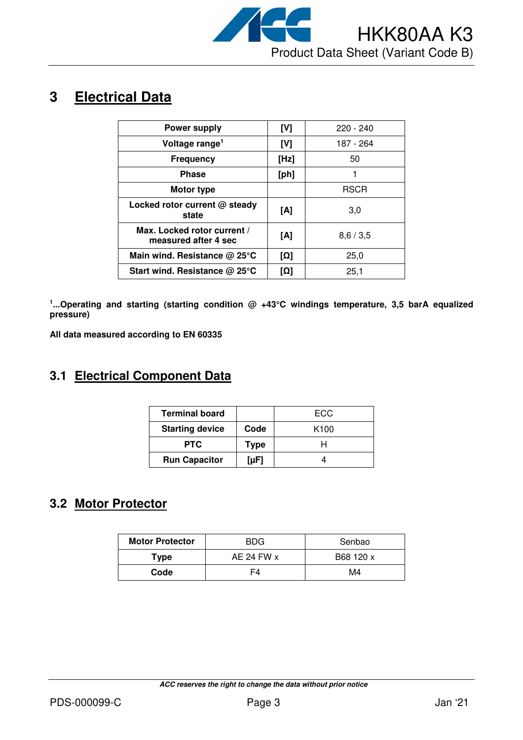# 3 Electrical Data

| Power supply | [V] | 220 - 240 |
|---|---|---|
| Voltage range[1] | [V] | 187 - 264 |
| Frequency | [Hz] | 50 |
| Phase | [ph] | 1 |
| Motor type | | RSCR |
| Locked rotor current @ steady state | [A] | 3,0 |
| Max. Locked rotor current / measured after 4 sec | [A] | 8,6 / 3,5 |
| Main wind. Resistance @ 25°C | [Ω] | 25,0 |
| Start wind. Resistance @ 25°C | [Ω] | 25,1 |

**[1]...Operating and starting (starting condition @ +43°C windings temperature, 3,5 barA equalized pressure)**

**All data measured according to EN 60335**

## 3.1 Electrical Component Data

| Terminal board | | ECC |
|---|---|---|
| Starting device | Code | K100 |
| PTC | Type | H |
| Run Capacitor | [µF] | 4 |

## 3.2 Motor Protector

| Motor Protector | BDG | Senbao |
|---|---|---|
| Type | AE 24 FW x | B68 120 x |
| Code | F4 | M4 |

*ACC reserves the right to change the data without prior notice*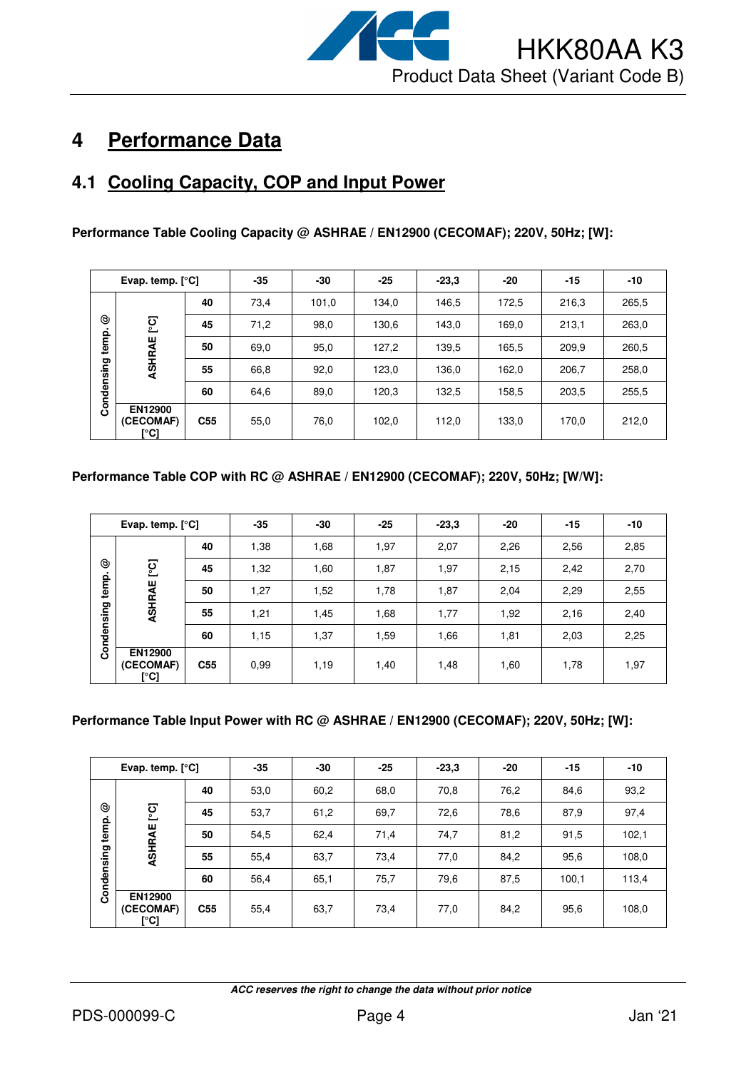# 4 Performance Data

## 4.1 Cooling Capacity, COP and Input Power

**Performance Table Cooling Capacity @ ASHRAE / EN12900 (CECOMAF); 220V, 50Hz; [W]:**

| Evap. temp. [°C] | | | -35 | -30 | -25 | -23,3 | -20 | -15 | -10 |
|---|---|---|---|---|---|---|---|---|---|
| Condensing temp. @ | ASHRAE [°C] | 40 | 73,4 | 101,0 | 134,0 | 146,5 | 172,5 | 216,3 | 265,5 |
| | | 45 | 71,2 | 98,0 | 130,6 | 143,0 | 169,0 | 213,1 | 263,0 |
| | | 50 | 69,0 | 95,0 | 127,2 | 139,5 | 165,5 | 209,9 | 260,5 |
| | | 55 | 66,8 | 92,0 | 123,0 | 136,0 | 162,0 | 206,7 | 258,0 |
| | | 60 | 64,6 | 89,0 | 120,3 | 132,5 | 158,5 | 203,5 | 255,5 |
| | EN12900 (CECOMAF) [°C] | C55 | 55,0 | 76,0 | 102,0 | 112,0 | 133,0 | 170,0 | 212,0 |

**Performance Table COP with RC @ ASHRAE / EN12900 (CECOMAF); 220V, 50Hz; [W/W]:**

| Evap. temp. [°C] | | | -35 | -30 | -25 | -23,3 | -20 | -15 | -10 |
|---|---|---|---|---|---|---|---|---|---|
| Condensing temp. @ | ASHRAE [°C] | 40 | 1,38 | 1,68 | 1,97 | 2,07 | 2,26 | 2,56 | 2,85 |
| | | 45 | 1,32 | 1,60 | 1,87 | 1,97 | 2,15 | 2,42 | 2,70 |
| | | 50 | 1,27 | 1,52 | 1,78 | 1,87 | 2,04 | 2,29 | 2,55 |
| | | 55 | 1,21 | 1,45 | 1,68 | 1,77 | 1,92 | 2,16 | 2,40 |
| | | 60 | 1,15 | 1,37 | 1,59 | 1,66 | 1,81 | 2,03 | 2,25 |
| | EN12900 (CECOMAF) [°C] | C55 | 0,99 | 1,19 | 1,40 | 1,48 | 1,60 | 1,78 | 1,97 |

**Performance Table Input Power with RC @ ASHRAE / EN12900 (CECOMAF); 220V, 50Hz; [W]:**

| Evap. temp. [°C] | | | -35 | -30 | -25 | -23,3 | -20 | -15 | -10 |
|---|---|---|---|---|---|---|---|---|---|
| Condensing temp. @ | ASHRAE [°C] | 40 | 53,0 | 60,2 | 68,0 | 70,8 | 76,2 | 84,6 | 93,2 |
| | | 45 | 53,7 | 61,2 | 69,7 | 72,6 | 78,6 | 87,9 | 97,4 |
| | | 50 | 54,5 | 62,4 | 71,4 | 74,7 | 81,2 | 91,5 | 102,1 |
| | | 55 | 55,4 | 63,7 | 73,4 | 77,0 | 84,2 | 95,6 | 108,0 |
| | | 60 | 56,4 | 65,1 | 75,7 | 79,6 | 87,5 | 100,1 | 113,4 |
| | EN12900 (CECOMAF) [°C] | C55 | 55,4 | 63,7 | 73,4 | 77,0 | 84,2 | 95,6 | 108,0 |

*ACC reserves the right to change the data without prior notice*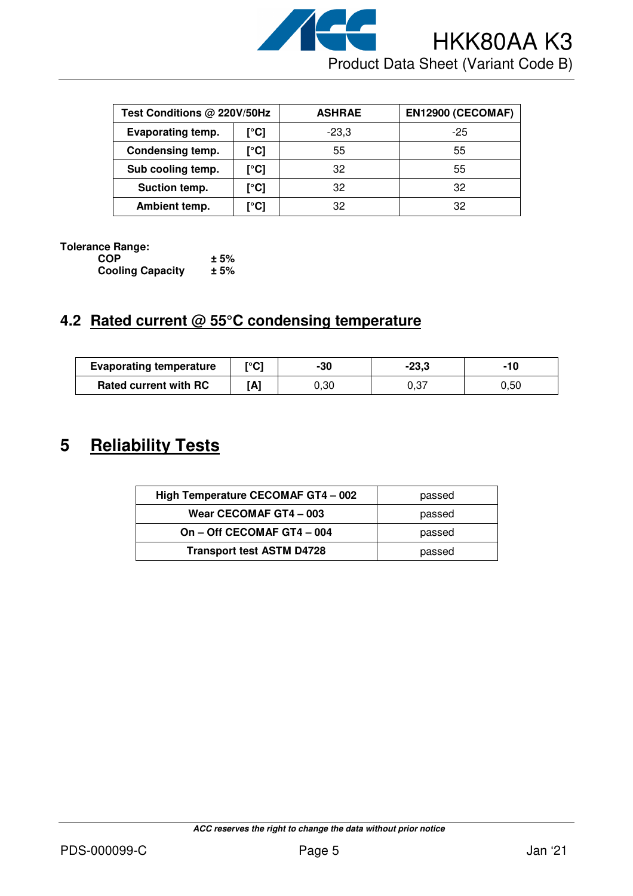| Test Conditions @ 220V/50Hz | | ASHRAE | EN12900 (CECOMAF) |
|---|---|---|---|
| Evaporating temp. | [°C] | -23,3 | -25 |
| Condensing temp. | [°C] | 55 | 55 |
| Sub cooling temp. | [°C] | 32 | 55 |
| Suction temp. | [°C] | 32 | 32 |
| Ambient temp. | [°C] | 32 | 32 |

**Tolerance Range:**

**COP** **± 5%**
**Cooling Capacity** **± 5%**

## 4.2 Rated current @ 55°C condensing temperature

| Evaporating temperature | [°C] | -30 | -23,3 | -10 |
|---|---|---|---|---|
| Rated current with RC | [A] | 0,30 | 0,37 | 0,50 |

# 5 Reliability Tests

| | |
|---|---|
| High Temperature CECOMAF GT4 – 002 | passed |
| Wear CECOMAF GT4 – 003 | passed |
| On – Off CECOMAF GT4 – 004 | passed |
| Transport test ASTM D4728 | passed |

***ACC reserves the right to change the data without prior notice***